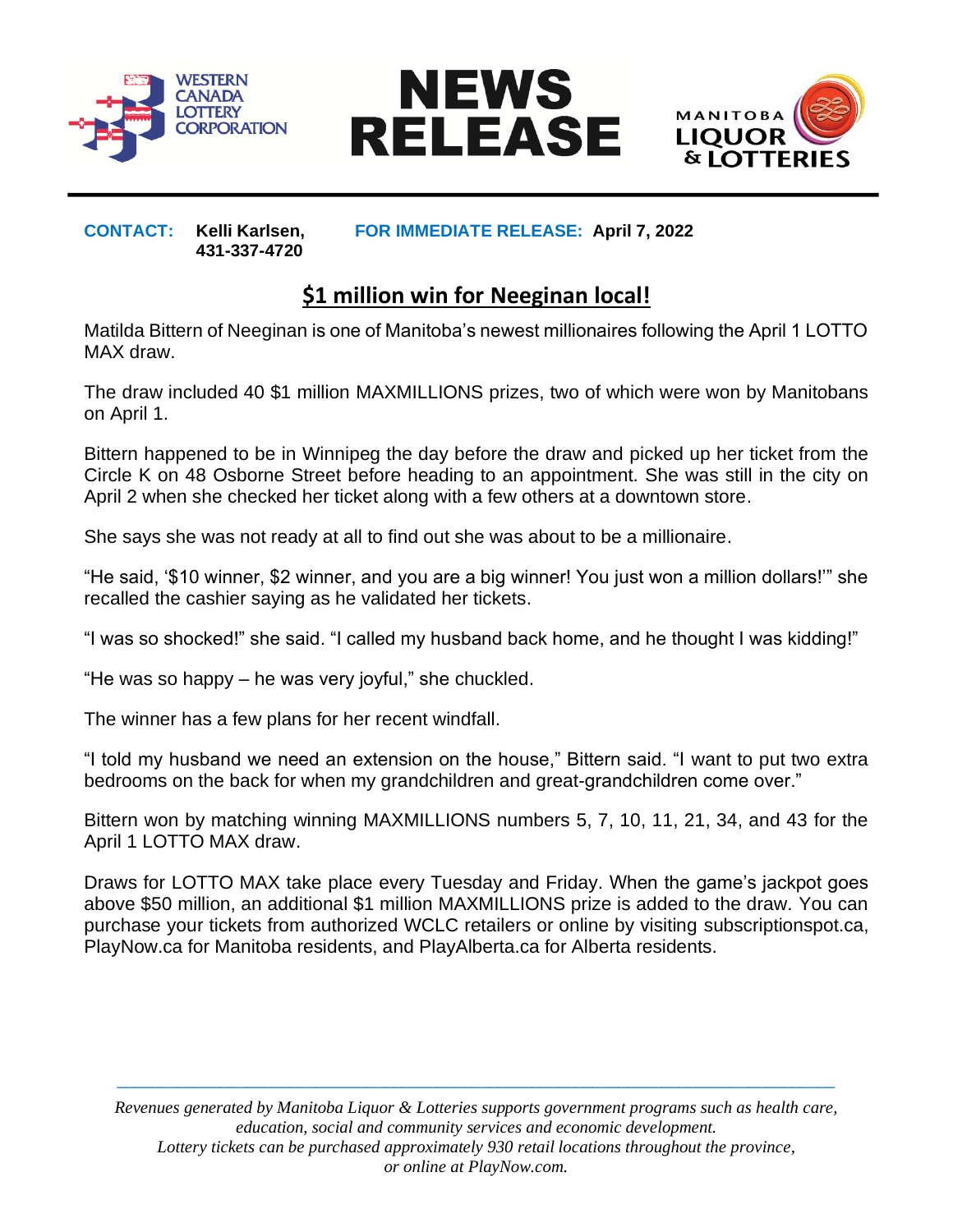# NEWS RELEASE

**CONTACT:** **Kelli Karlsen, 431-337-4720**

**FOR IMMEDIATE RELEASE:** **April 7, 2022**

## $1 million win for Neeginan local!

Matilda Bittern of Neeginan is one of Manitoba's newest millionaires following the April 1 LOTTO MAX draw.

The draw included 40 $1 million MAXMILLIONS prizes, two of which were won by Manitobans on April 1.

Bittern happened to be in Winnipeg the day before the draw and picked up her ticket from the Circle K on 48 Osborne Street before heading to an appointment. She was still in the city on April 2 when she checked her ticket along with a few others at a downtown store.

She says she was not ready at all to find out she was about to be a millionaire.

"He said, '$10 winner, $2 winner, and you are a big winner! You just won a million dollars!'" she recalled the cashier saying as he validated her tickets.

"I was so shocked!" she said. "I called my husband back home, and he thought I was kidding!"

"He was so happy – he was very joyful," she chuckled.

The winner has a few plans for her recent windfall.

"I told my husband we need an extension on the house," Bittern said. "I want to put two extra bedrooms on the back for when my grandchildren and great-grandchildren come over."

Bittern won by matching winning MAXMILLIONS numbers 5, 7, 10, 11, 21, 34, and 43 for the April 1 LOTTO MAX draw.

Draws for LOTTO MAX take place every Tuesday and Friday. When the game's jackpot goes above $50 million, an additional $1 million MAXMILLIONS prize is added to the draw. You can purchase your tickets from authorized WCLC retailers or online by visiting subscriptionspot.ca, PlayNow.ca for Manitoba residents, and PlayAlberta.ca for Alberta residents.

---

*Revenues generated by Manitoba Liquor & Lotteries supports government programs such as health care, education, social and community services and economic development.*
*Lottery tickets can be purchased approximately 930 retail locations throughout the province, or online at PlayNow.com.*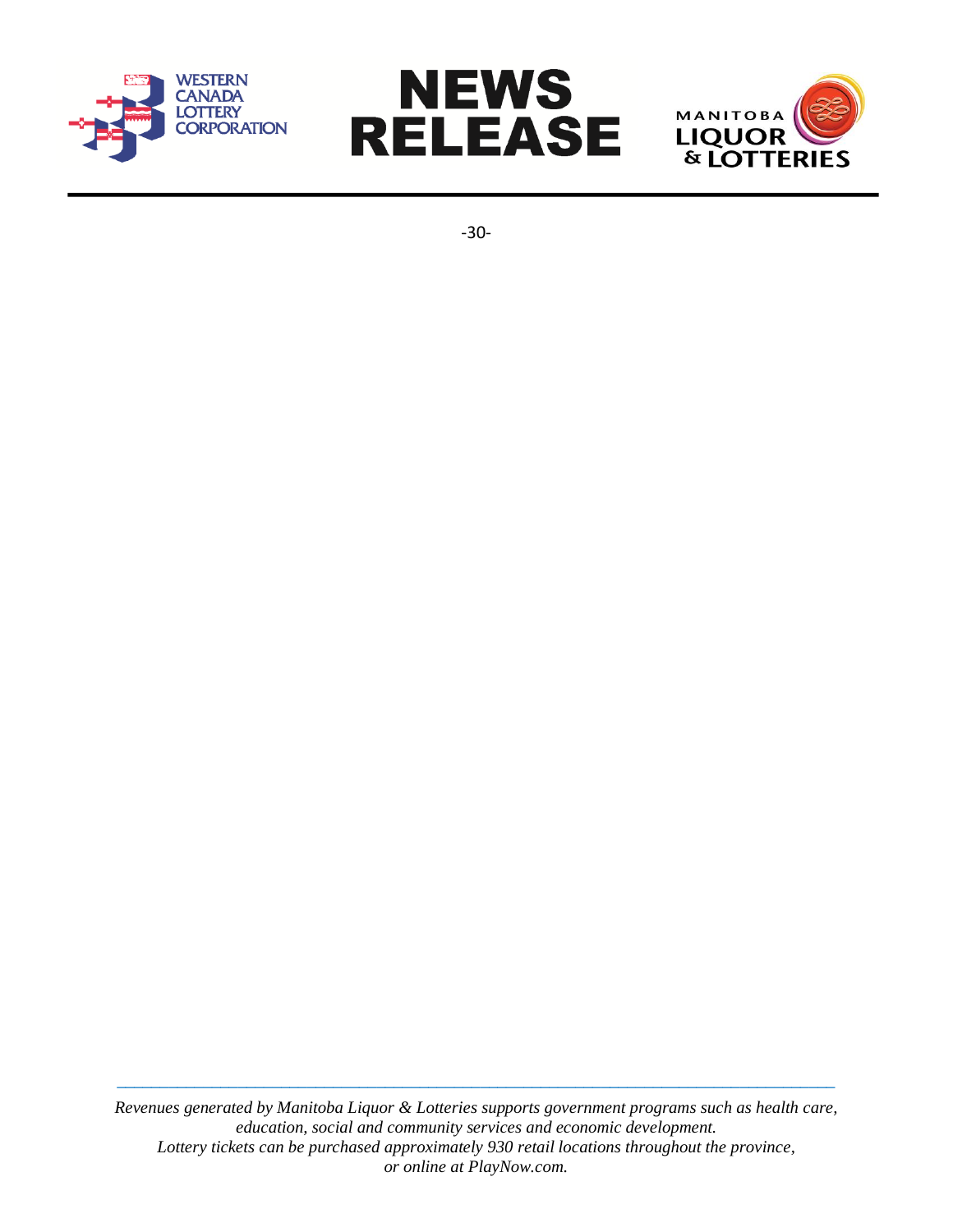-30-

*Revenues generated by Manitoba Liquor & Lotteries supports government programs such as health care, education, social and community services and economic development.*
*Lottery tickets can be purchased approximately 930 retail locations throughout the province, or online at PlayNow.com.*